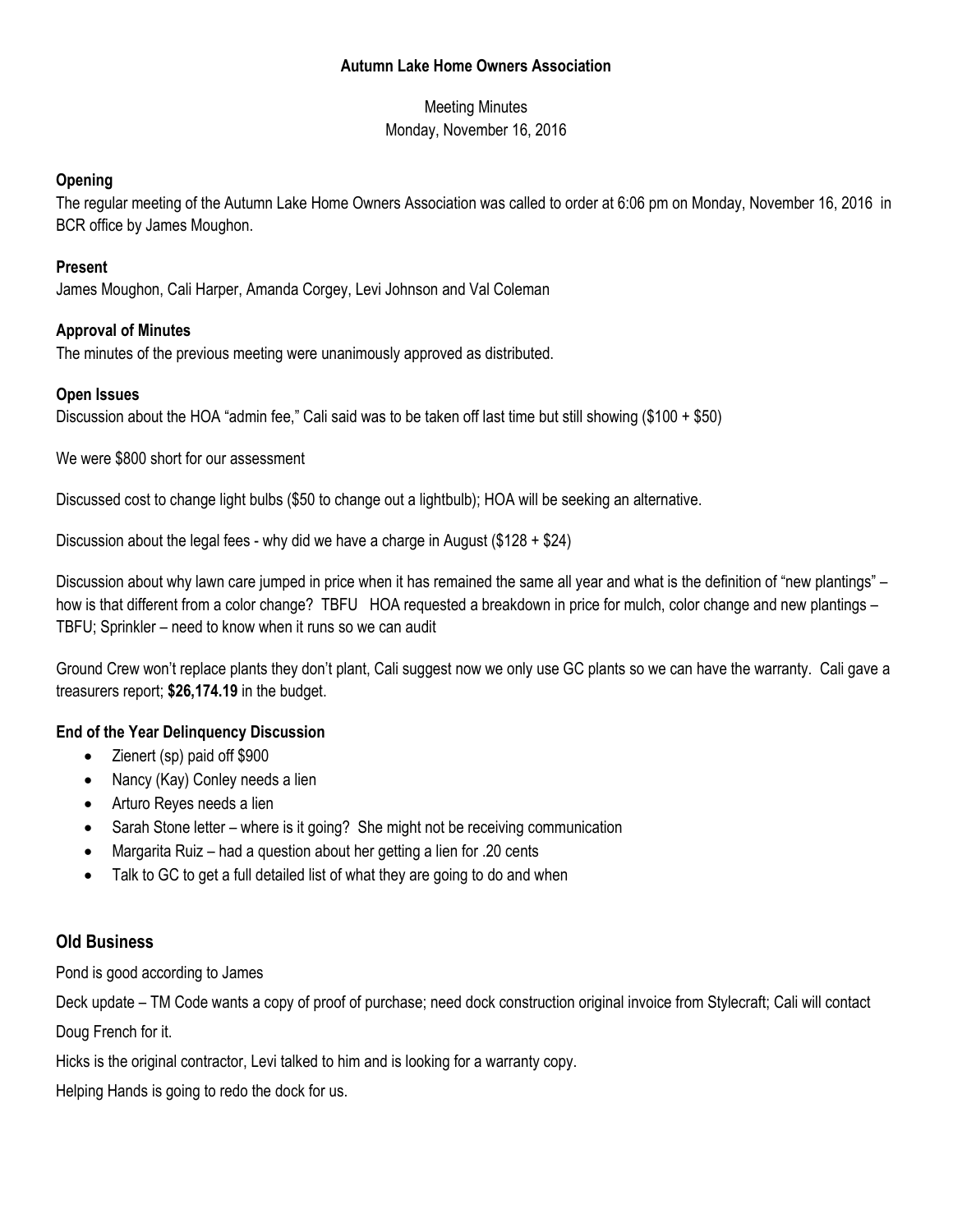**Autumn Lake Home Owners Association**

Meeting Minutes
Monday, November 16, 2016

**Opening**

The regular meeting of the Autumn Lake Home Owners Association was called to order at 6:06 pm on Monday, November 16, 2016 in BCR office by James Moughon.

**Present**

James Moughon, Cali Harper, Amanda Corgey, Levi Johnson and Val Coleman

**Approval of Minutes**

The minutes of the previous meeting were unanimously approved as distributed.

**Open Issues**

Discussion about the HOA "admin fee," Cali said was to be taken off last time but still showing ($100 + $50)

We were $800 short for our assessment

Discussed cost to change light bulbs ($50 to change out a lightbulb); HOA will be seeking an alternative.

Discussion about the legal fees - why did we have a charge in August ($128 + $24)

Discussion about why lawn care jumped in price when it has remained the same all year and what is the definition of "new plantings" – how is that different from a color change? TBFU HOA requested a breakdown in price for mulch, color change and new plantings – TBFU; Sprinkler – need to know when it runs so we can audit

Ground Crew won't replace plants they don't plant, Cali suggest now we only use GC plants so we can have the warranty. Cali gave a treasurers report; **$26,174.19** in the budget.

**End of the Year Delinquency Discussion**

- Zienert (sp) paid off $900
- Nancy (Kay) Conley needs a lien
- Arturo Reyes needs a lien
- Sarah Stone letter – where is it going? She might not be receiving communication
- Margarita Ruiz – had a question about her getting a lien for .20 cents
- Talk to GC to get a full detailed list of what they are going to do and when

## Old Business

Pond is good according to James

Deck update – TM Code wants a copy of proof of purchase; need dock construction original invoice from Stylecraft; Cali will contact Doug French for it.

Hicks is the original contractor, Levi talked to him and is looking for a warranty copy.

Helping Hands is going to redo the dock for us.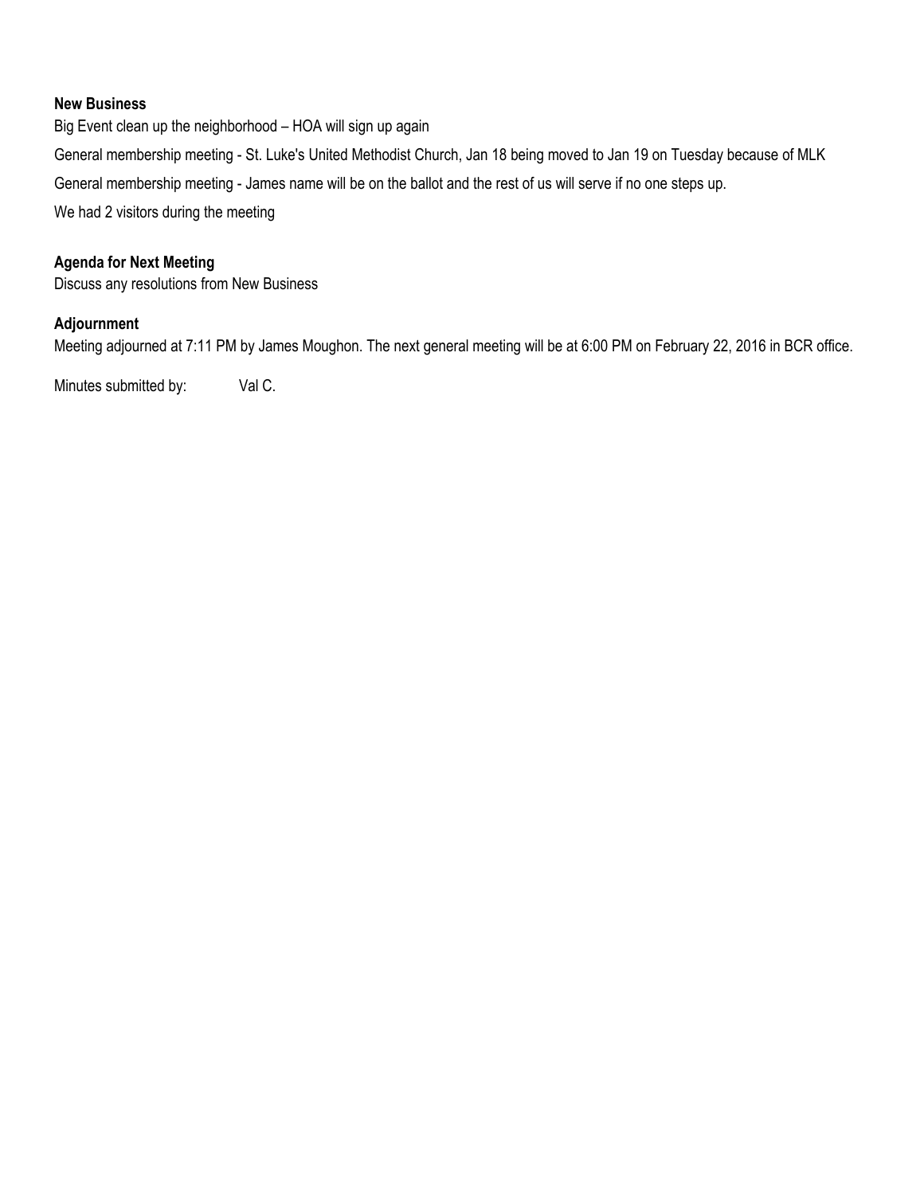**New Business**

Big Event clean up the neighborhood – HOA will sign up again

General membership meeting - St. Luke's United Methodist Church, Jan 18 being moved to Jan 19 on Tuesday because of MLK

General membership meeting - James name will be on the ballot and the rest of us will serve if no one steps up.

We had 2 visitors during the meeting

**Agenda for Next Meeting**

Discuss any resolutions from New Business

**Adjournment**

Meeting adjourned at 7:11 PM by James Moughon. The next general meeting will be at 6:00 PM on February 22, 2016 in BCR office.

Minutes submitted by: Val C.